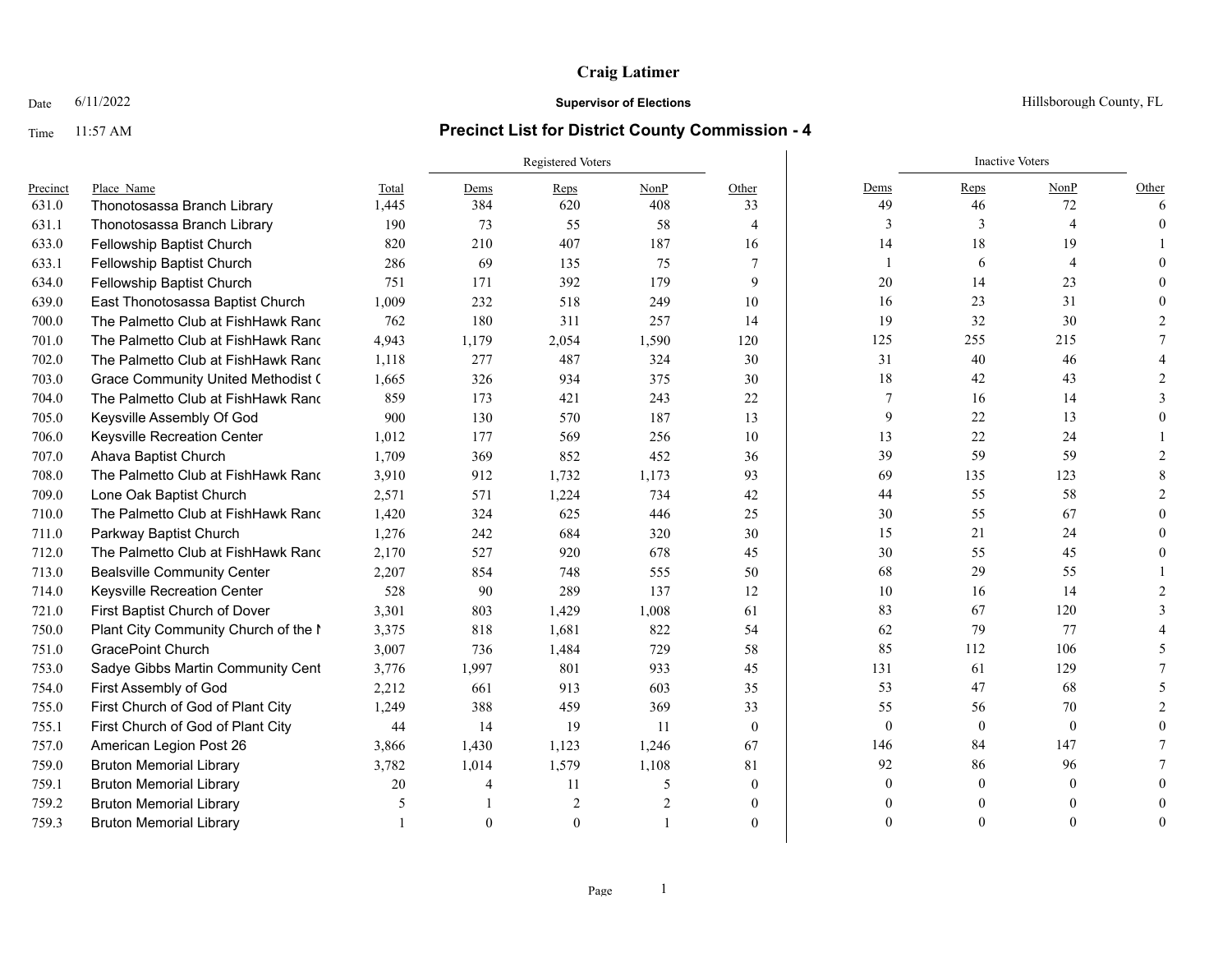**Craig Latimer**

Date 6/11/2022

**Supervisor of Elections**

Hillsborough County, FL

Time 11:57 AM

## Precinct List for District County Commission - 4

| | | | Registered Voters | | | | Inactive Voters | | | |
|---|---|---|---|---|---|---|---|---|---|---|
| Precinct | Place Name | Total | Dems | Reps | NonP | Other | Dems | Reps | NonP | Other |
| 631.0 | Thonotosassa Branch Library | 1,445 | 384 | 620 | 408 | 33 | 49 | 46 | 72 | 6 |
| 631.1 | Thonotosassa Branch Library | 190 | 73 | 55 | 58 | 4 | 3 | 3 | 4 | 0 |
| 633.0 | Fellowship Baptist Church | 820 | 210 | 407 | 187 | 16 | 14 | 18 | 19 | 1 |
| 633.1 | Fellowship Baptist Church | 286 | 69 | 135 | 75 | 7 | 1 | 6 | 4 | 0 |
| 634.0 | Fellowship Baptist Church | 751 | 171 | 392 | 179 | 9 | 20 | 14 | 23 | 0 |
| 639.0 | East Thonotosassa Baptist Church | 1,009 | 232 | 518 | 249 | 10 | 16 | 23 | 31 | 0 |
| 700.0 | The Palmetto Club at FishHawk Ranc | 762 | 180 | 311 | 257 | 14 | 19 | 32 | 30 | 2 |
| 701.0 | The Palmetto Club at FishHawk Ranc | 4,943 | 1,179 | 2,054 | 1,590 | 120 | 125 | 255 | 215 | 7 |
| 702.0 | The Palmetto Club at FishHawk Ranc | 1,118 | 277 | 487 | 324 | 30 | 31 | 40 | 46 | 4 |
| 703.0 | Grace Community United Methodist ( | 1,665 | 326 | 934 | 375 | 30 | 18 | 42 | 43 | 2 |
| 704.0 | The Palmetto Club at FishHawk Ranc | 859 | 173 | 421 | 243 | 22 | 7 | 16 | 14 | 3 |
| 705.0 | Keysville Assembly Of God | 900 | 130 | 570 | 187 | 13 | 9 | 22 | 13 | 0 |
| 706.0 | Keysville Recreation Center | 1,012 | 177 | 569 | 256 | 10 | 13 | 22 | 24 | 1 |
| 707.0 | Ahava Baptist Church | 1,709 | 369 | 852 | 452 | 36 | 39 | 59 | 59 | 2 |
| 708.0 | The Palmetto Club at FishHawk Ranc | 3,910 | 912 | 1,732 | 1,173 | 93 | 69 | 135 | 123 | 8 |
| 709.0 | Lone Oak Baptist Church | 2,571 | 571 | 1,224 | 734 | 42 | 44 | 55 | 58 | 2 |
| 710.0 | The Palmetto Club at FishHawk Ranc | 1,420 | 324 | 625 | 446 | 25 | 30 | 55 | 67 | 0 |
| 711.0 | Parkway Baptist Church | 1,276 | 242 | 684 | 320 | 30 | 15 | 21 | 24 | 0 |
| 712.0 | The Palmetto Club at FishHawk Ranc | 2,170 | 527 | 920 | 678 | 45 | 30 | 55 | 45 | 0 |
| 713.0 | Bealsville Community Center | 2,207 | 854 | 748 | 555 | 50 | 68 | 29 | 55 | 1 |
| 714.0 | Keysville Recreation Center | 528 | 90 | 289 | 137 | 12 | 10 | 16 | 14 | 2 |
| 721.0 | First Baptist Church of Dover | 3,301 | 803 | 1,429 | 1,008 | 61 | 83 | 67 | 120 | 3 |
| 750.0 | Plant City Community Church of the N | 3,375 | 818 | 1,681 | 822 | 54 | 62 | 79 | 77 | 4 |
| 751.0 | GracePoint Church | 3,007 | 736 | 1,484 | 729 | 58 | 85 | 112 | 106 | 5 |
| 753.0 | Sadye Gibbs Martin Community Cent | 3,776 | 1,997 | 801 | 933 | 45 | 131 | 61 | 129 | 7 |
| 754.0 | First Assembly of God | 2,212 | 661 | 913 | 603 | 35 | 53 | 47 | 68 | 5 |
| 755.0 | First Church of God of Plant City | 1,249 | 388 | 459 | 369 | 33 | 55 | 56 | 70 | 2 |
| 755.1 | First Church of God of Plant City | 44 | 14 | 19 | 11 | 0 | 0 | 0 | 0 | 0 |
| 757.0 | American Legion Post 26 | 3,866 | 1,430 | 1,123 | 1,246 | 67 | 146 | 84 | 147 | 7 |
| 759.0 | Bruton Memorial Library | 3,782 | 1,014 | 1,579 | 1,108 | 81 | 92 | 86 | 96 | 7 |
| 759.1 | Bruton Memorial Library | 20 | 4 | 11 | 5 | 0 | 0 | 0 | 0 | 0 |
| 759.2 | Bruton Memorial Library | 5 | 1 | 2 | 2 | 0 | 0 | 0 | 0 | 0 |
| 759.3 | Bruton Memorial Library | 1 | 0 | 0 | 1 | 0 | 0 | 0 | 0 | 0 |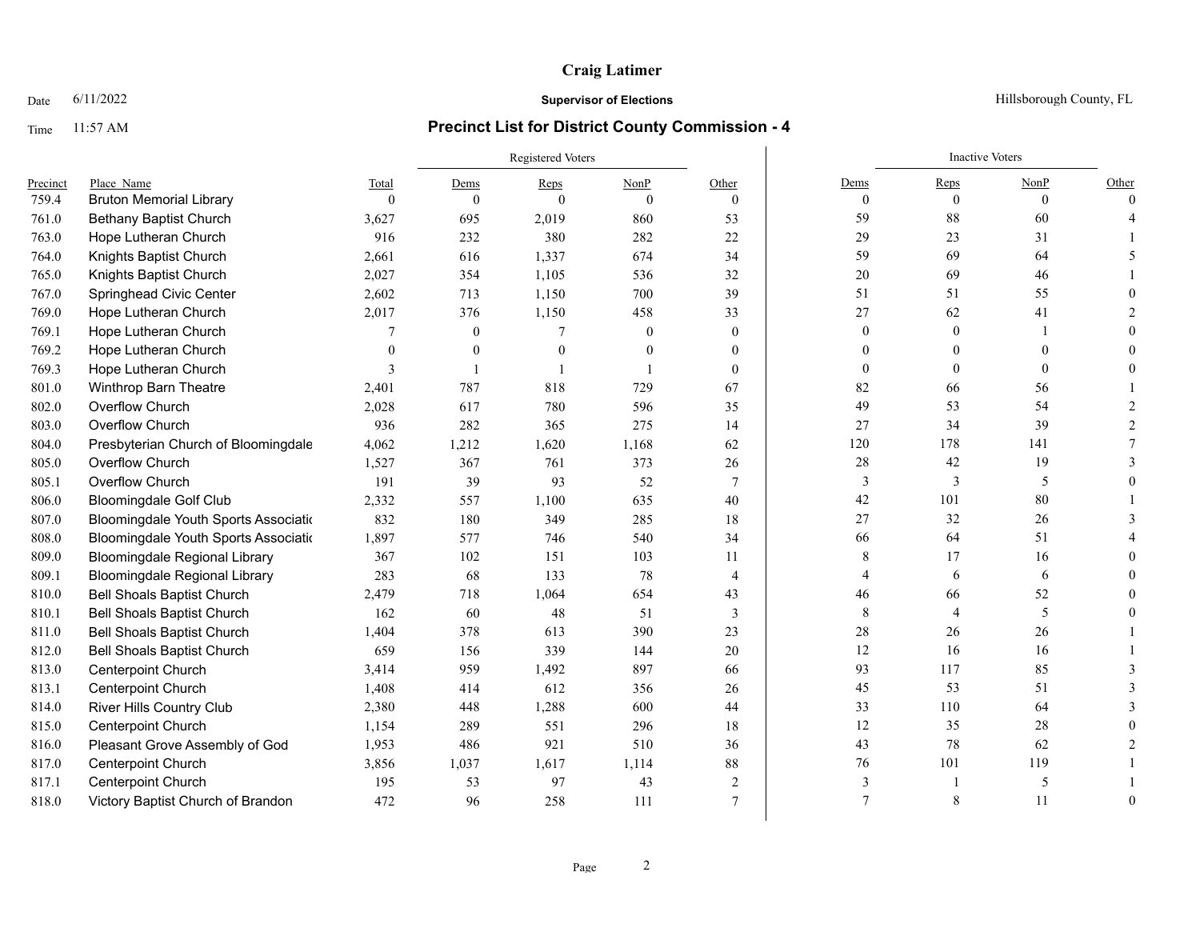# Craig Latimer

Date 6/11/2022 **Supervisor of Elections** Hillsborough County, FL

Time 11:57 AM

## Precinct List for District County Commission - 4

| | | | Registered Voters | | | | Inactive Voters | | | |
|---|---|---|---|---|---|---|---|---|---|---|
| Precinct | Place Name | Total | Dems | Reps | NonP | Other | Dems | Reps | NonP | Other |
| 759.4 | Bruton Memorial Library | 0 | 0 | 0 | 0 | 0 | 0 | 0 | 0 | 0 |
| 761.0 | Bethany Baptist Church | 3,627 | 695 | 2,019 | 860 | 53 | 59 | 88 | 60 | 4 |
| 763.0 | Hope Lutheran Church | 916 | 232 | 380 | 282 | 22 | 29 | 23 | 31 | 1 |
| 764.0 | Knights Baptist Church | 2,661 | 616 | 1,337 | 674 | 34 | 59 | 69 | 64 | 5 |
| 765.0 | Knights Baptist Church | 2,027 | 354 | 1,105 | 536 | 32 | 20 | 69 | 46 | 1 |
| 767.0 | Springhead Civic Center | 2,602 | 713 | 1,150 | 700 | 39 | 51 | 51 | 55 | 0 |
| 769.0 | Hope Lutheran Church | 2,017 | 376 | 1,150 | 458 | 33 | 27 | 62 | 41 | 2 |
| 769.1 | Hope Lutheran Church | 7 | 0 | 7 | 0 | 0 | 0 | 0 | 1 | 0 |
| 769.2 | Hope Lutheran Church | 0 | 0 | 0 | 0 | 0 | 0 | 0 | 0 | 0 |
| 769.3 | Hope Lutheran Church | 3 | 1 | 1 | 1 | 0 | 0 | 0 | 0 | 0 |
| 801.0 | Winthrop Barn Theatre | 2,401 | 787 | 818 | 729 | 67 | 82 | 66 | 56 | 1 |
| 802.0 | Overflow Church | 2,028 | 617 | 780 | 596 | 35 | 49 | 53 | 54 | 2 |
| 803.0 | Overflow Church | 936 | 282 | 365 | 275 | 14 | 27 | 34 | 39 | 2 |
| 804.0 | Presbyterian Church of Bloomingdale | 4,062 | 1,212 | 1,620 | 1,168 | 62 | 120 | 178 | 141 | 7 |
| 805.0 | Overflow Church | 1,527 | 367 | 761 | 373 | 26 | 28 | 42 | 19 | 3 |
| 805.1 | Overflow Church | 191 | 39 | 93 | 52 | 7 | 3 | 3 | 5 | 0 |
| 806.0 | Bloomingdale Golf Club | 2,332 | 557 | 1,100 | 635 | 40 | 42 | 101 | 80 | 1 |
| 807.0 | Bloomingdale Youth Sports Associatio | 832 | 180 | 349 | 285 | 18 | 27 | 32 | 26 | 3 |
| 808.0 | Bloomingdale Youth Sports Associatio | 1,897 | 577 | 746 | 540 | 34 | 66 | 64 | 51 | 4 |
| 809.0 | Bloomingdale Regional Library | 367 | 102 | 151 | 103 | 11 | 8 | 17 | 16 | 0 |
| 809.1 | Bloomingdale Regional Library | 283 | 68 | 133 | 78 | 4 | 4 | 6 | 6 | 0 |
| 810.0 | Bell Shoals Baptist Church | 2,479 | 718 | 1,064 | 654 | 43 | 46 | 66 | 52 | 0 |
| 810.1 | Bell Shoals Baptist Church | 162 | 60 | 48 | 51 | 3 | 8 | 4 | 5 | 0 |
| 811.0 | Bell Shoals Baptist Church | 1,404 | 378 | 613 | 390 | 23 | 28 | 26 | 26 | 1 |
| 812.0 | Bell Shoals Baptist Church | 659 | 156 | 339 | 144 | 20 | 12 | 16 | 16 | 1 |
| 813.0 | Centerpoint Church | 3,414 | 959 | 1,492 | 897 | 66 | 93 | 117 | 85 | 3 |
| 813.1 | Centerpoint Church | 1,408 | 414 | 612 | 356 | 26 | 45 | 53 | 51 | 3 |
| 814.0 | River Hills Country Club | 2,380 | 448 | 1,288 | 600 | 44 | 33 | 110 | 64 | 3 |
| 815.0 | Centerpoint Church | 1,154 | 289 | 551 | 296 | 18 | 12 | 35 | 28 | 0 |
| 816.0 | Pleasant Grove Assembly of God | 1,953 | 486 | 921 | 510 | 36 | 43 | 78 | 62 | 2 |
| 817.0 | Centerpoint Church | 3,856 | 1,037 | 1,617 | 1,114 | 88 | 76 | 101 | 119 | 1 |
| 817.1 | Centerpoint Church | 195 | 53 | 97 | 43 | 2 | 3 | 1 | 5 | 1 |
| 818.0 | Victory Baptist Church of Brandon | 472 | 96 | 258 | 111 | 7 | 7 | 8 | 11 | 0 |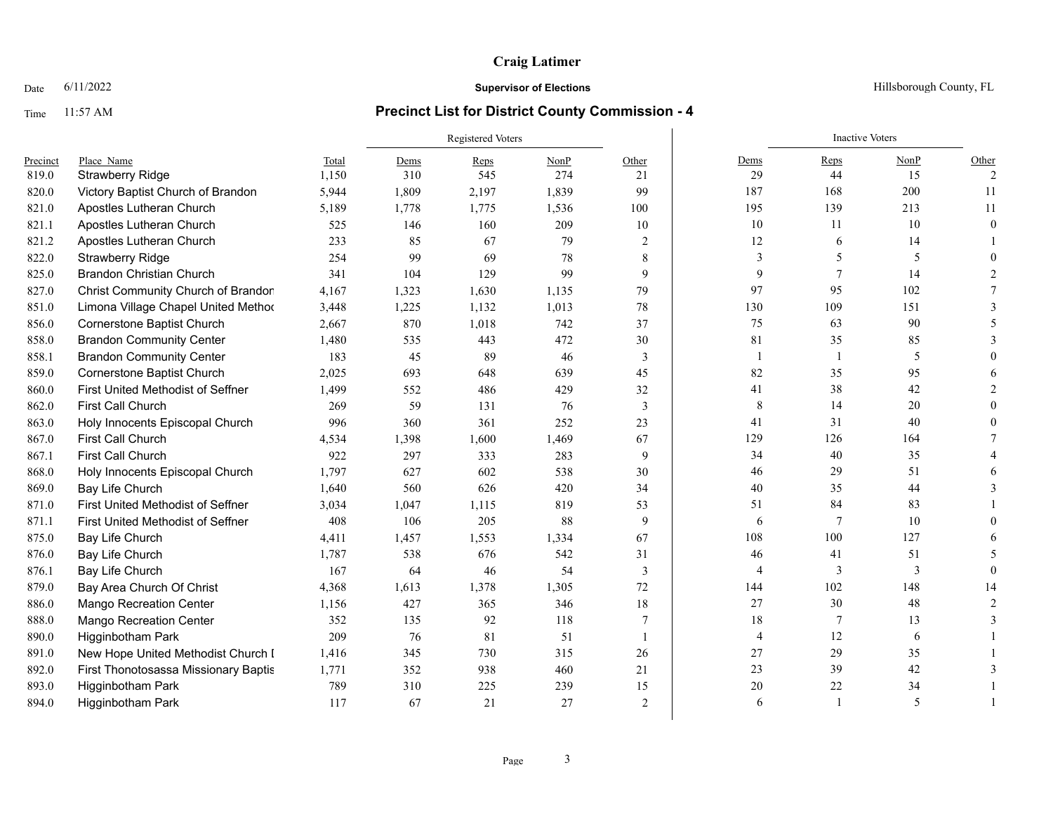**Craig Latimer**

Date 6/11/2022 **Supervisor of Elections** Hillsborough County, FL

Time 11:57 AM **Precinct List for District County Commission - 4**

| | | | Registered Voters | | | | Inactive Voters | | | |
|---|---|---|---|---|---|---|---|---|---|---|
| Precinct | Place Name | Total | Dems | Reps | NonP | Other | Dems | Reps | NonP | Other |
| 819.0 | Strawberry Ridge | 1,150 | 310 | 545 | 274 | 21 | 29 | 44 | 15 | 2 |
| 820.0 | Victory Baptist Church of Brandon | 5,944 | 1,809 | 2,197 | 1,839 | 99 | 187 | 168 | 200 | 11 |
| 821.0 | Apostles Lutheran Church | 5,189 | 1,778 | 1,775 | 1,536 | 100 | 195 | 139 | 213 | 11 |
| 821.1 | Apostles Lutheran Church | 525 | 146 | 160 | 209 | 10 | 10 | 11 | 10 | 0 |
| 821.2 | Apostles Lutheran Church | 233 | 85 | 67 | 79 | 2 | 12 | 6 | 14 | 1 |
| 822.0 | Strawberry Ridge | 254 | 99 | 69 | 78 | 8 | 3 | 5 | 5 | 0 |
| 825.0 | Brandon Christian Church | 341 | 104 | 129 | 99 | 9 | 9 | 7 | 14 | 2 |
| 827.0 | Christ Community Church of Brandon | 4,167 | 1,323 | 1,630 | 1,135 | 79 | 97 | 95 | 102 | 7 |
| 851.0 | Limona Village Chapel United Methoc | 3,448 | 1,225 | 1,132 | 1,013 | 78 | 130 | 109 | 151 | 3 |
| 856.0 | Cornerstone Baptist Church | 2,667 | 870 | 1,018 | 742 | 37 | 75 | 63 | 90 | 5 |
| 858.0 | Brandon Community Center | 1,480 | 535 | 443 | 472 | 30 | 81 | 35 | 85 | 3 |
| 858.1 | Brandon Community Center | 183 | 45 | 89 | 46 | 3 | 1 | 1 | 5 | 0 |
| 859.0 | Cornerstone Baptist Church | 2,025 | 693 | 648 | 639 | 45 | 82 | 35 | 95 | 6 |
| 860.0 | First United Methodist of Seffner | 1,499 | 552 | 486 | 429 | 32 | 41 | 38 | 42 | 2 |
| 862.0 | First Call Church | 269 | 59 | 131 | 76 | 3 | 8 | 14 | 20 | 0 |
| 863.0 | Holy Innocents Episcopal Church | 996 | 360 | 361 | 252 | 23 | 41 | 31 | 40 | 0 |
| 867.0 | First Call Church | 4,534 | 1,398 | 1,600 | 1,469 | 67 | 129 | 126 | 164 | 7 |
| 867.1 | First Call Church | 922 | 297 | 333 | 283 | 9 | 34 | 40 | 35 | 4 |
| 868.0 | Holy Innocents Episcopal Church | 1,797 | 627 | 602 | 538 | 30 | 46 | 29 | 51 | 6 |
| 869.0 | Bay Life Church | 1,640 | 560 | 626 | 420 | 34 | 40 | 35 | 44 | 3 |
| 871.0 | First United Methodist of Seffner | 3,034 | 1,047 | 1,115 | 819 | 53 | 51 | 84 | 83 | 1 |
| 871.1 | First United Methodist of Seffner | 408 | 106 | 205 | 88 | 9 | 6 | 7 | 10 | 0 |
| 875.0 | Bay Life Church | 4,411 | 1,457 | 1,553 | 1,334 | 67 | 108 | 100 | 127 | 6 |
| 876.0 | Bay Life Church | 1,787 | 538 | 676 | 542 | 31 | 46 | 41 | 51 | 5 |
| 876.1 | Bay Life Church | 167 | 64 | 46 | 54 | 3 | 4 | 3 | 3 | 0 |
| 879.0 | Bay Area Church Of Christ | 4,368 | 1,613 | 1,378 | 1,305 | 72 | 144 | 102 | 148 | 14 |
| 886.0 | Mango Recreation Center | 1,156 | 427 | 365 | 346 | 18 | 27 | 30 | 48 | 2 |
| 888.0 | Mango Recreation Center | 352 | 135 | 92 | 118 | 7 | 18 | 7 | 13 | 3 |
| 890.0 | Higginbotham Park | 209 | 76 | 81 | 51 | 1 | 4 | 12 | 6 | 1 |
| 891.0 | New Hope United Methodist Church I | 1,416 | 345 | 730 | 315 | 26 | 27 | 29 | 35 | 1 |
| 892.0 | First Thonotosassa Missionary Baptis | 1,771 | 352 | 938 | 460 | 21 | 23 | 39 | 42 | 3 |
| 893.0 | Higginbotham Park | 789 | 310 | 225 | 239 | 15 | 20 | 22 | 34 | 1 |
| 894.0 | Higginbotham Park | 117 | 67 | 21 | 27 | 2 | 6 | 1 | 5 | 1 |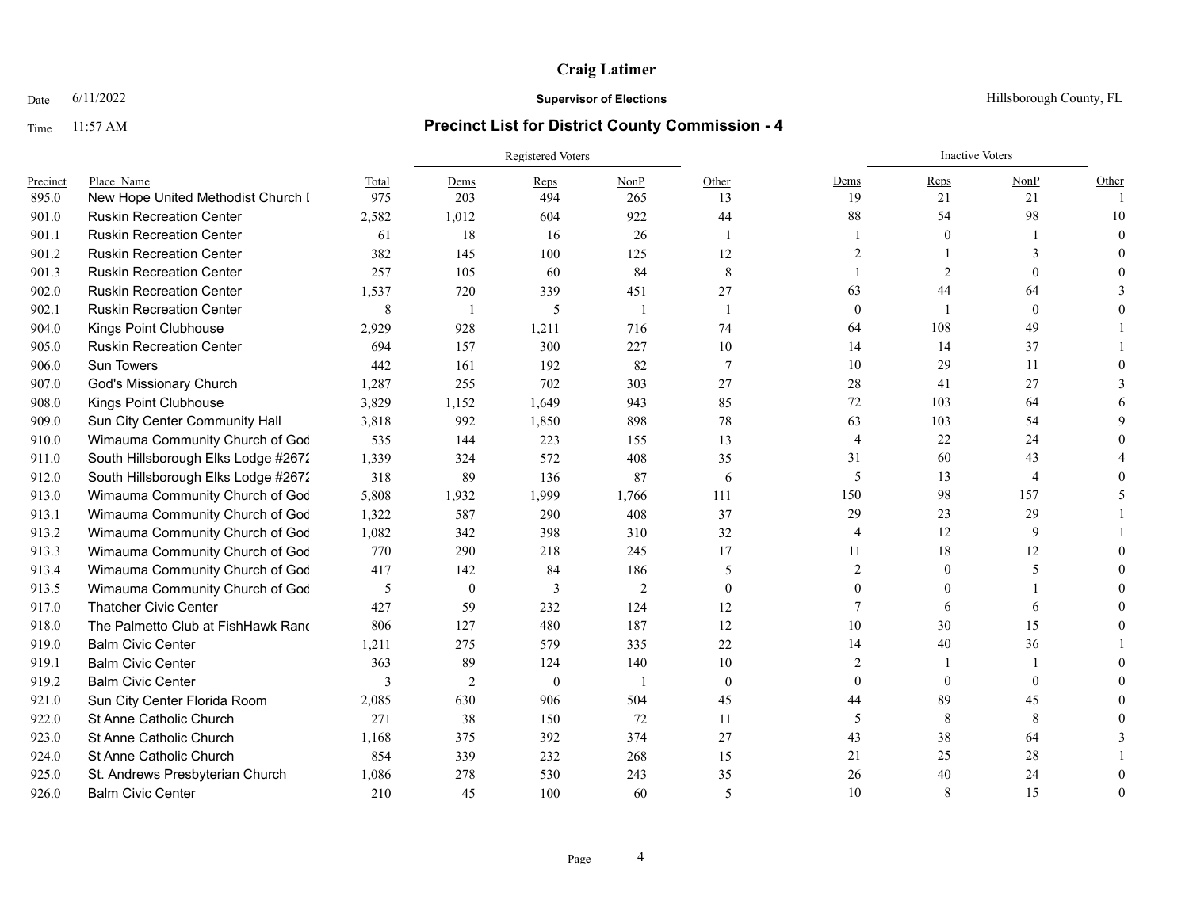# Craig Latimer

Date 6/11/2022

**Supervisor of Elections**

Hillsborough County, FL

Time 11:57 AM

## Precinct List for District County Commission - 4

| | | | Registered Voters | | | | Inactive Voters | | | |
|---|---|---|---|---|---|---|---|---|---|---|
| Precinct | Place_Name | Total | Dems | Reps | NonP | Other | Dems | Reps | NonP | Other |
| 895.0 | New Hope United Methodist Church I | 975 | 203 | 494 | 265 | 13 | 19 | 21 | 21 | 1 |
| 901.0 | Ruskin Recreation Center | 2,582 | 1,012 | 604 | 922 | 44 | 88 | 54 | 98 | 10 |
| 901.1 | Ruskin Recreation Center | 61 | 18 | 16 | 26 | 1 | 1 | 0 | 1 | 0 |
| 901.2 | Ruskin Recreation Center | 382 | 145 | 100 | 125 | 12 | 2 | 1 | 3 | 0 |
| 901.3 | Ruskin Recreation Center | 257 | 105 | 60 | 84 | 8 | 1 | 2 | 0 | 0 |
| 902.0 | Ruskin Recreation Center | 1,537 | 720 | 339 | 451 | 27 | 63 | 44 | 64 | 3 |
| 902.1 | Ruskin Recreation Center | 8 | 1 | 5 | 1 | 1 | 0 | 1 | 0 | 0 |
| 904.0 | Kings Point Clubhouse | 2,929 | 928 | 1,211 | 716 | 74 | 64 | 108 | 49 | 1 |
| 905.0 | Ruskin Recreation Center | 694 | 157 | 300 | 227 | 10 | 14 | 14 | 37 | 1 |
| 906.0 | Sun Towers | 442 | 161 | 192 | 82 | 7 | 10 | 29 | 11 | 0 |
| 907.0 | God's Missionary Church | 1,287 | 255 | 702 | 303 | 27 | 28 | 41 | 27 | 3 |
| 908.0 | Kings Point Clubhouse | 3,829 | 1,152 | 1,649 | 943 | 85 | 72 | 103 | 64 | 6 |
| 909.0 | Sun City Center Community Hall | 3,818 | 992 | 1,850 | 898 | 78 | 63 | 103 | 54 | 9 |
| 910.0 | Wimauma Community Church of Goc | 535 | 144 | 223 | 155 | 13 | 4 | 22 | 24 | 0 |
| 911.0 | South Hillsborough Elks Lodge #2672 | 1,339 | 324 | 572 | 408 | 35 | 31 | 60 | 43 | 4 |
| 912.0 | South Hillsborough Elks Lodge #2672 | 318 | 89 | 136 | 87 | 6 | 5 | 13 | 4 | 0 |
| 913.0 | Wimauma Community Church of Goc | 5,808 | 1,932 | 1,999 | 1,766 | 111 | 150 | 98 | 157 | 5 |
| 913.1 | Wimauma Community Church of Goc | 1,322 | 587 | 290 | 408 | 37 | 29 | 23 | 29 | 1 |
| 913.2 | Wimauma Community Church of Goc | 1,082 | 342 | 398 | 310 | 32 | 4 | 12 | 9 | 1 |
| 913.3 | Wimauma Community Church of Goc | 770 | 290 | 218 | 245 | 17 | 11 | 18 | 12 | 0 |
| 913.4 | Wimauma Community Church of Goc | 417 | 142 | 84 | 186 | 5 | 2 | 0 | 5 | 0 |
| 913.5 | Wimauma Community Church of Goc | 5 | 0 | 3 | 2 | 0 | 0 | 0 | 1 | 0 |
| 917.0 | Thatcher Civic Center | 427 | 59 | 232 | 124 | 12 | 7 | 6 | 6 | 0 |
| 918.0 | The Palmetto Club at FishHawk Ranc | 806 | 127 | 480 | 187 | 12 | 10 | 30 | 15 | 0 |
| 919.0 | Balm Civic Center | 1,211 | 275 | 579 | 335 | 22 | 14 | 40 | 36 | 1 |
| 919.1 | Balm Civic Center | 363 | 89 | 124 | 140 | 10 | 2 | 1 | 1 | 0 |
| 919.2 | Balm Civic Center | 3 | 2 | 0 | 1 | 0 | 0 | 0 | 0 | 0 |
| 921.0 | Sun City Center Florida Room | 2,085 | 630 | 906 | 504 | 45 | 44 | 89 | 45 | 0 |
| 922.0 | St Anne Catholic Church | 271 | 38 | 150 | 72 | 11 | 5 | 8 | 8 | 0 |
| 923.0 | St Anne Catholic Church | 1,168 | 375 | 392 | 374 | 27 | 43 | 38 | 64 | 3 |
| 924.0 | St Anne Catholic Church | 854 | 339 | 232 | 268 | 15 | 21 | 25 | 28 | 1 |
| 925.0 | St. Andrews Presbyterian Church | 1,086 | 278 | 530 | 243 | 35 | 26 | 40 | 24 | 0 |
| 926.0 | Balm Civic Center | 210 | 45 | 100 | 60 | 5 | 10 | 8 | 15 | 0 |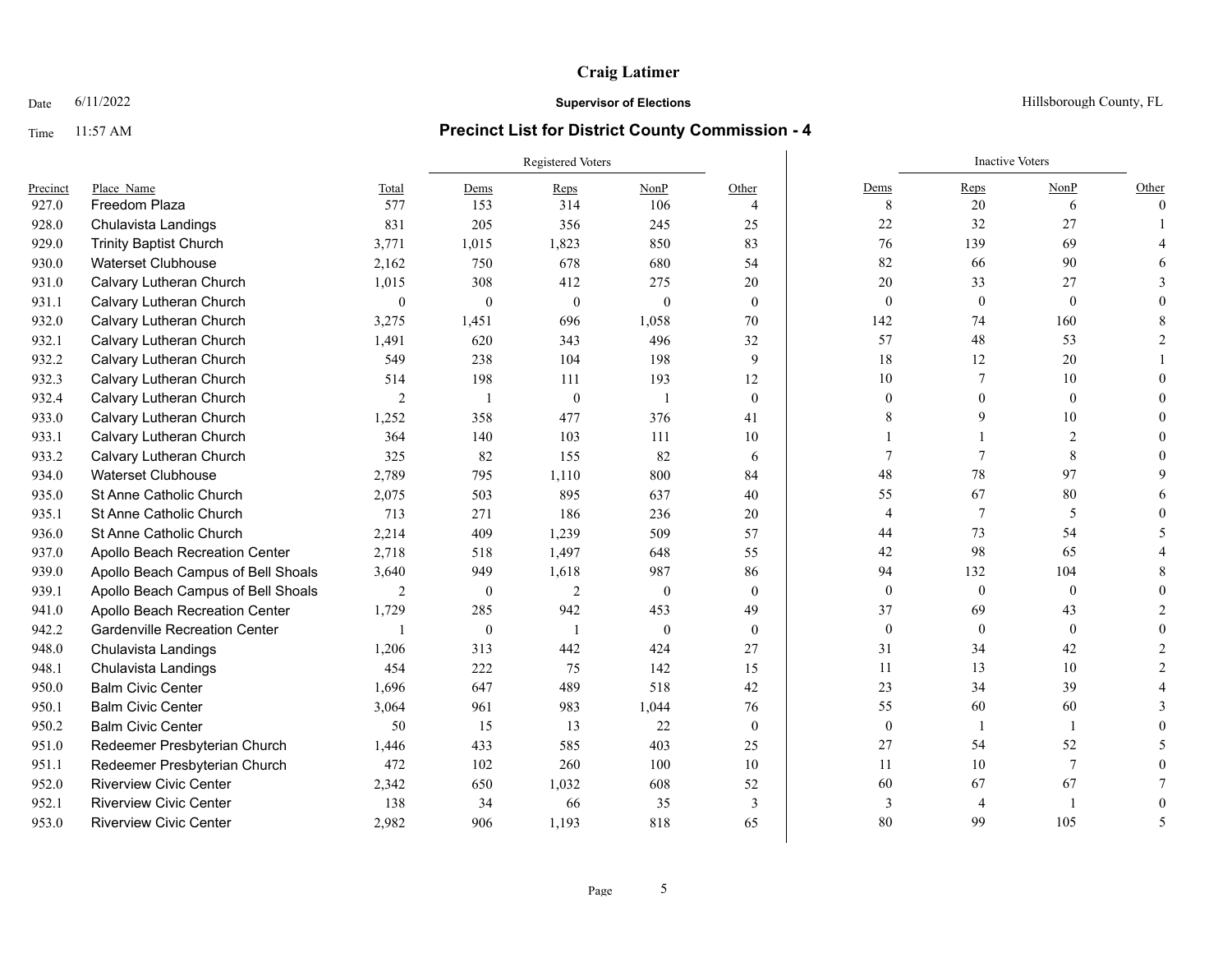# Craig Latimer

Date 6/11/2022 **Supervisor of Elections** Hillsborough County, FL

Time 11:57 AM **Precinct List for District County Commission - 4**

| | | | Registered Voters | | | | Inactive Voters | | | |
|---|---|---|---|---|---|---|---|---|---|---|
| Precinct | Place_Name | Total | Dems | Reps | NonP | Other | Dems | Reps | NonP | Other |
| 927.0 | Freedom Plaza | 577 | 153 | 314 | 106 | 4 | 8 | 20 | 6 | 0 |
| 928.0 | Chulavista Landings | 831 | 205 | 356 | 245 | 25 | 22 | 32 | 27 | 1 |
| 929.0 | Trinity Baptist Church | 3,771 | 1,015 | 1,823 | 850 | 83 | 76 | 139 | 69 | 4 |
| 930.0 | Waterset Clubhouse | 2,162 | 750 | 678 | 680 | 54 | 82 | 66 | 90 | 6 |
| 931.0 | Calvary Lutheran Church | 1,015 | 308 | 412 | 275 | 20 | 20 | 33 | 27 | 3 |
| 931.1 | Calvary Lutheran Church | 0 | 0 | 0 | 0 | 0 | 0 | 0 | 0 | 0 |
| 932.0 | Calvary Lutheran Church | 3,275 | 1,451 | 696 | 1,058 | 70 | 142 | 74 | 160 | 8 |
| 932.1 | Calvary Lutheran Church | 1,491 | 620 | 343 | 496 | 32 | 57 | 48 | 53 | 2 |
| 932.2 | Calvary Lutheran Church | 549 | 238 | 104 | 198 | 9 | 18 | 12 | 20 | 1 |
| 932.3 | Calvary Lutheran Church | 514 | 198 | 111 | 193 | 12 | 10 | 7 | 10 | 0 |
| 932.4 | Calvary Lutheran Church | 2 | 1 | 0 | 1 | 0 | 0 | 0 | 0 | 0 |
| 933.0 | Calvary Lutheran Church | 1,252 | 358 | 477 | 376 | 41 | 8 | 9 | 10 | 0 |
| 933.1 | Calvary Lutheran Church | 364 | 140 | 103 | 111 | 10 | 1 | 1 | 2 | 0 |
| 933.2 | Calvary Lutheran Church | 325 | 82 | 155 | 82 | 6 | 7 | 7 | 8 | 0 |
| 934.0 | Waterset Clubhouse | 2,789 | 795 | 1,110 | 800 | 84 | 48 | 78 | 97 | 9 |
| 935.0 | St Anne Catholic Church | 2,075 | 503 | 895 | 637 | 40 | 55 | 67 | 80 | 6 |
| 935.1 | St Anne Catholic Church | 713 | 271 | 186 | 236 | 20 | 4 | 7 | 5 | 0 |
| 936.0 | St Anne Catholic Church | 2,214 | 409 | 1,239 | 509 | 57 | 44 | 73 | 54 | 5 |
| 937.0 | Apollo Beach Recreation Center | 2,718 | 518 | 1,497 | 648 | 55 | 42 | 98 | 65 | 4 |
| 939.0 | Apollo Beach Campus of Bell Shoals | 3,640 | 949 | 1,618 | 987 | 86 | 94 | 132 | 104 | 8 |
| 939.1 | Apollo Beach Campus of Bell Shoals | 2 | 0 | 2 | 0 | 0 | 0 | 0 | 0 | 0 |
| 941.0 | Apollo Beach Recreation Center | 1,729 | 285 | 942 | 453 | 49 | 37 | 69 | 43 | 2 |
| 942.2 | Gardenville Recreation Center | 1 | 0 | 1 | 0 | 0 | 0 | 0 | 0 | 0 |
| 948.0 | Chulavista Landings | 1,206 | 313 | 442 | 424 | 27 | 31 | 34 | 42 | 2 |
| 948.1 | Chulavista Landings | 454 | 222 | 75 | 142 | 15 | 11 | 13 | 10 | 2 |
| 950.0 | Balm Civic Center | 1,696 | 647 | 489 | 518 | 42 | 23 | 34 | 39 | 4 |
| 950.1 | Balm Civic Center | 3,064 | 961 | 983 | 1,044 | 76 | 55 | 60 | 60 | 3 |
| 950.2 | Balm Civic Center | 50 | 15 | 13 | 22 | 0 | 0 | 1 | 1 | 0 |
| 951.0 | Redeemer Presbyterian Church | 1,446 | 433 | 585 | 403 | 25 | 27 | 54 | 52 | 5 |
| 951.1 | Redeemer Presbyterian Church | 472 | 102 | 260 | 100 | 10 | 11 | 10 | 7 | 0 |
| 952.0 | Riverview Civic Center | 2,342 | 650 | 1,032 | 608 | 52 | 60 | 67 | 67 | 7 |
| 952.1 | Riverview Civic Center | 138 | 34 | 66 | 35 | 3 | 3 | 4 | 1 | 0 |
| 953.0 | Riverview Civic Center | 2,982 | 906 | 1,193 | 818 | 65 | 80 | 99 | 105 | 5 |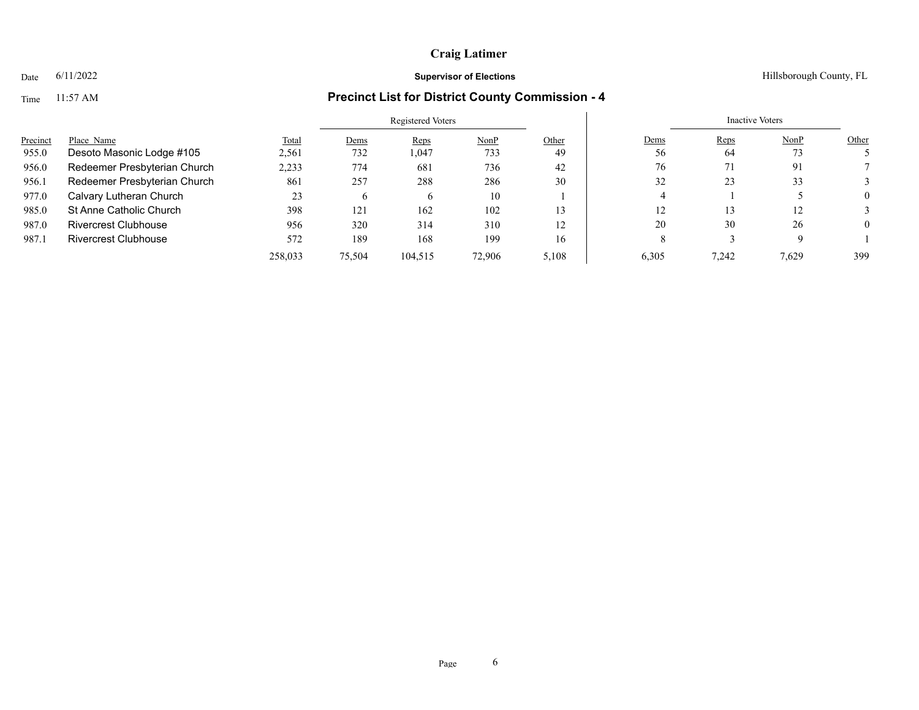# Craig Latimer

**Supervisor of Elections**

Date 6/11/2022

Hillsborough County, FL

Time 11:57 AM

## Precinct List for District County Commission - 4

| | | | Registered Voters | | | | Inactive Voters | | | |
|---|---|---|---|---|---|---|---|---|---|---|
| Precinct | Place_Name | Total | Dems | Reps | NonP | Other | Dems | Reps | NonP | Other |
| 955.0 | Desoto Masonic Lodge #105 | 2,561 | 732 | 1,047 | 733 | 49 | 56 | 64 | 73 | 5 |
| 956.0 | Redeemer Presbyterian Church | 2,233 | 774 | 681 | 736 | 42 | 76 | 71 | 91 | 7 |
| 956.1 | Redeemer Presbyterian Church | 861 | 257 | 288 | 286 | 30 | 32 | 23 | 33 | 3 |
| 977.0 | Calvary Lutheran Church | 23 | 6 | 6 | 10 | 1 | 4 | 1 | 5 | 0 |
| 985.0 | St Anne Catholic Church | 398 | 121 | 162 | 102 | 13 | 12 | 13 | 12 | 3 |
| 987.0 | Rivercrest Clubhouse | 956 | 320 | 314 | 310 | 12 | 20 | 30 | 26 | 0 |
| 987.1 | Rivercrest Clubhouse | 572 | 189 | 168 | 199 | 16 | 8 | 3 | 9 | 1 |
| | | 258,033 | 75,504 | 104,515 | 72,906 | 5,108 | 6,305 | 7,242 | 7,629 | 399 |